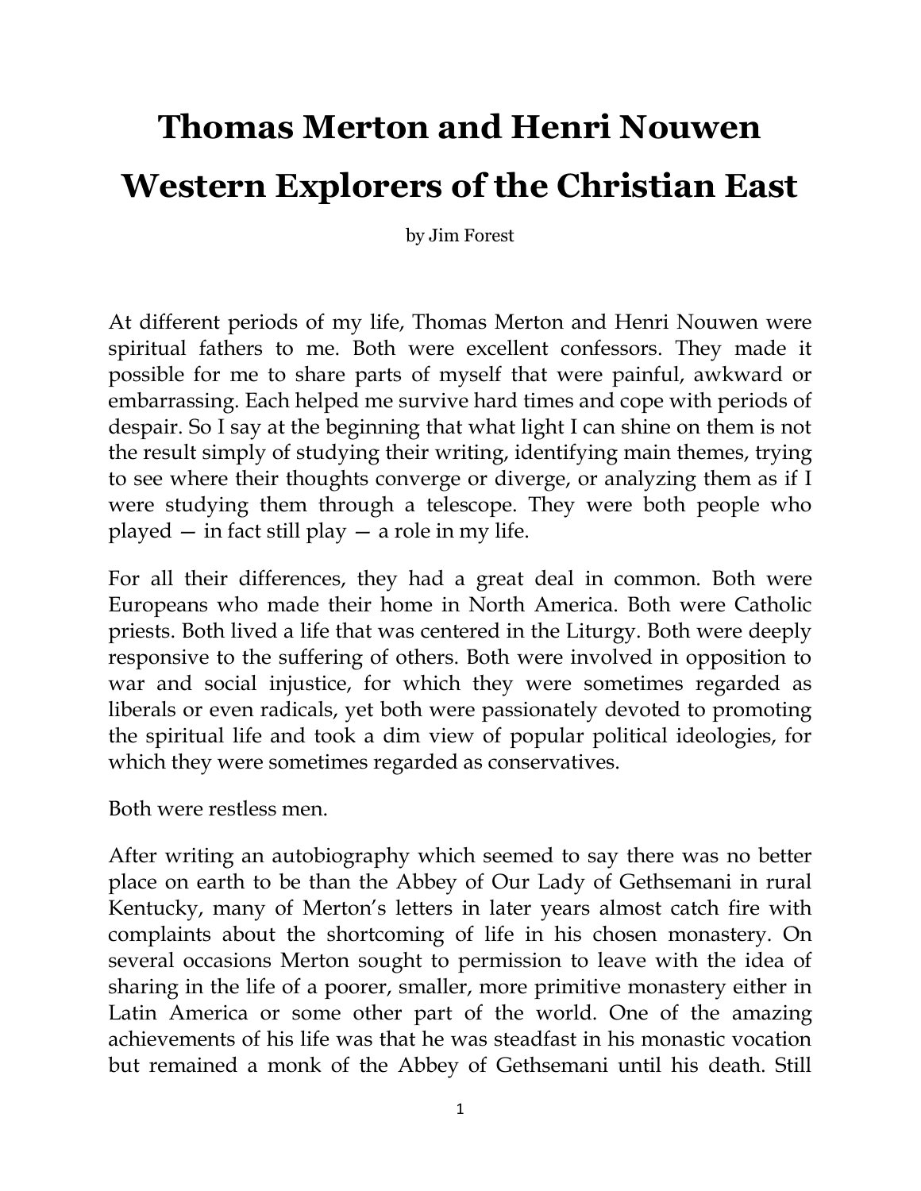# Thomas Merton and Henri Nouwen

# Western Explorers of the Christian East

by Jim Forest

At different periods of my life, Thomas Merton and Henri Nouwen were spiritual fathers to me. Both were excellent confessors. They made it possible for me to share parts of myself that were painful, awkward or embarrassing. Each helped me survive hard times and cope with periods of despair. So I say at the beginning that what light I can shine on them is not the result simply of studying their writing, identifying main themes, trying to see where their thoughts converge or diverge, or analyzing them as if I were studying them through a telescope. They were both people who played — in fact still play — a role in my life.

For all their differences, they had a great deal in common. Both were Europeans who made their home in North America. Both were Catholic priests. Both lived a life that was centered in the Liturgy. Both were deeply responsive to the suffering of others. Both were involved in opposition to war and social injustice, for which they were sometimes regarded as liberals or even radicals, yet both were passionately devoted to promoting the spiritual life and took a dim view of popular political ideologies, for which they were sometimes regarded as conservatives.

Both were restless men.

After writing an autobiography which seemed to say there was no better place on earth to be than the Abbey of Our Lady of Gethsemani in rural Kentucky, many of Merton's letters in later years almost catch fire with complaints about the shortcoming of life in his chosen monastery. On several occasions Merton sought to permission to leave with the idea of sharing in the life of a poorer, smaller, more primitive monastery either in Latin America or some other part of the world. One of the amazing achievements of his life was that he was steadfast in his monastic vocation but remained a monk of the Abbey of Gethsemani until his death. Still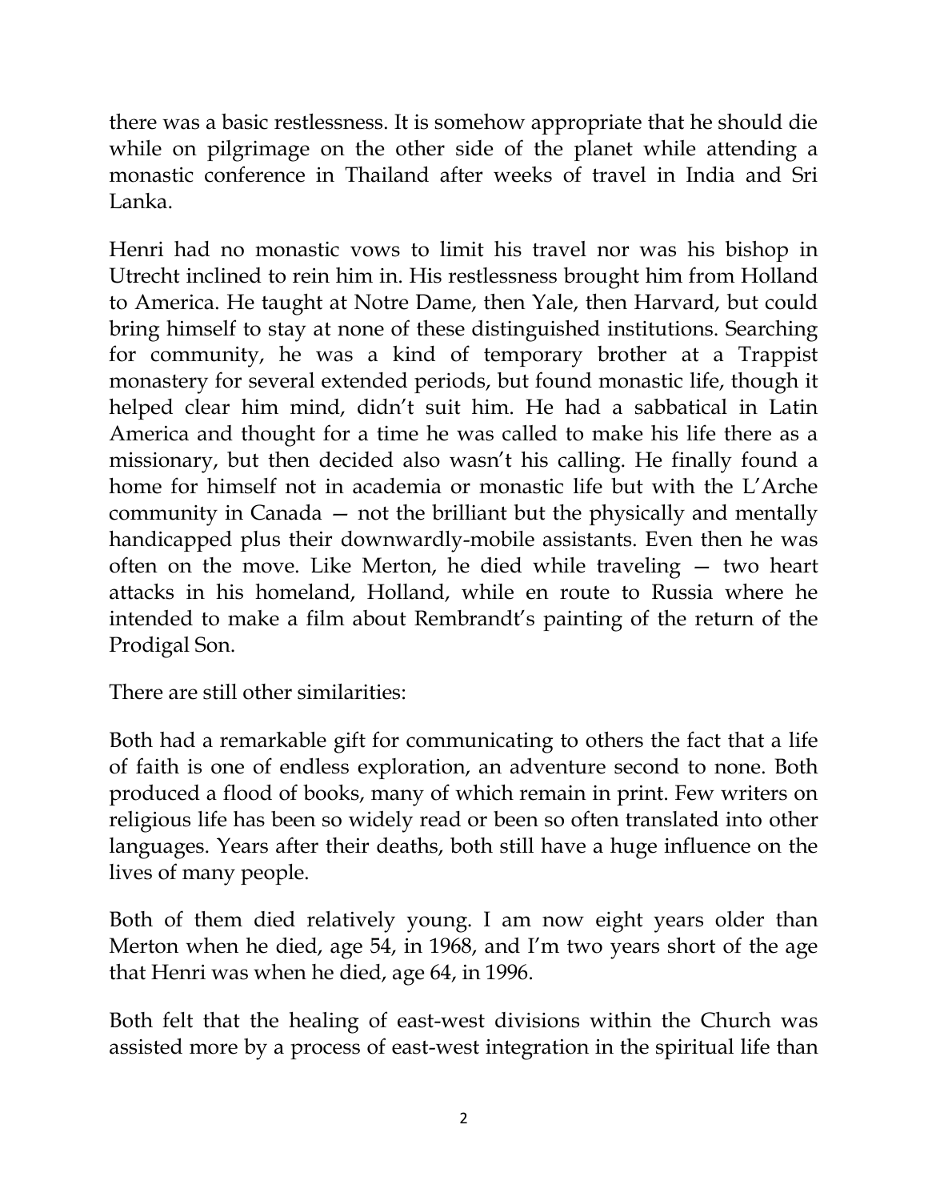there was a basic restlessness. It is somehow appropriate that he should die while on pilgrimage on the other side of the planet while attending a monastic conference in Thailand after weeks of travel in India and Sri Lanka.

Henri had no monastic vows to limit his travel nor was his bishop in Utrecht inclined to rein him in. His restlessness brought him from Holland to America. He taught at Notre Dame, then Yale, then Harvard, but could bring himself to stay at none of these distinguished institutions. Searching for community, he was a kind of temporary brother at a Trappist monastery for several extended periods, but found monastic life, though it helped clear him mind, didn't suit him. He had a sabbatical in Latin America and thought for a time he was called to make his life there as a missionary, but then decided also wasn't his calling. He finally found a home for himself not in academia or monastic life but with the L'Arche community in Canada — not the brilliant but the physically and mentally handicapped plus their downwardly-mobile assistants. Even then he was often on the move. Like Merton, he died while traveling — two heart attacks in his homeland, Holland, while en route to Russia where he intended to make a film about Rembrandt's painting of the return of the Prodigal Son.

There are still other similarities:

Both had a remarkable gift for communicating to others the fact that a life of faith is one of endless exploration, an adventure second to none. Both produced a flood of books, many of which remain in print. Few writers on religious life has been so widely read or been so often translated into other languages. Years after their deaths, both still have a huge influence on the lives of many people.

Both of them died relatively young. I am now eight years older than Merton when he died, age 54, in 1968, and I'm two years short of the age that Henri was when he died, age 64, in 1996.

Both felt that the healing of east-west divisions within the Church was assisted more by a process of east-west integration in the spiritual life than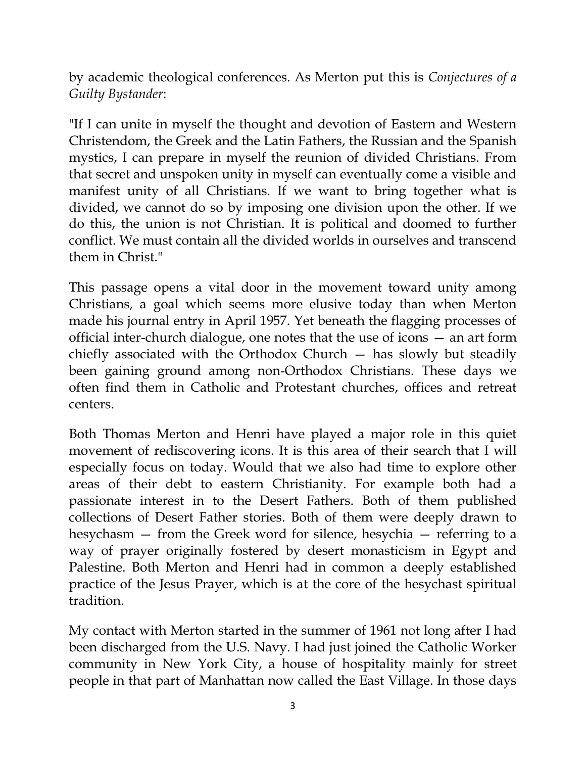by academic theological conferences. As Merton put this is *Conjectures of a Guilty Bystander*:

"If I can unite in myself the thought and devotion of Eastern and Western Christendom, the Greek and the Latin Fathers, the Russian and the Spanish mystics, I can prepare in myself the reunion of divided Christians. From that secret and unspoken unity in myself can eventually come a visible and manifest unity of all Christians. If we want to bring together what is divided, we cannot do so by imposing one division upon the other. If we do this, the union is not Christian. It is political and doomed to further conflict. We must contain all the divided worlds in ourselves and transcend them in Christ."

This passage opens a vital door in the movement toward unity among Christians, a goal which seems more elusive today than when Merton made his journal entry in April 1957. Yet beneath the flagging processes of official inter-church dialogue, one notes that the use of icons — an art form chiefly associated with the Orthodox Church — has slowly but steadily been gaining ground among non-Orthodox Christians. These days we often find them in Catholic and Protestant churches, offices and retreat centers.

Both Thomas Merton and Henri have played a major role in this quiet movement of rediscovering icons. It is this area of their search that I will especially focus on today. Would that we also had time to explore other areas of their debt to eastern Christianity. For example both had a passionate interest in to the Desert Fathers. Both of them published collections of Desert Father stories. Both of them were deeply drawn to hesychasm — from the Greek word for silence, hesychia — referring to a way of prayer originally fostered by desert monasticism in Egypt and Palestine. Both Merton and Henri had in common a deeply established practice of the Jesus Prayer, which is at the core of the hesychast spiritual tradition.

My contact with Merton started in the summer of 1961 not long after I had been discharged from the U.S. Navy. I had just joined the Catholic Worker community in New York City, a house of hospitality mainly for street people in that part of Manhattan now called the East Village. In those days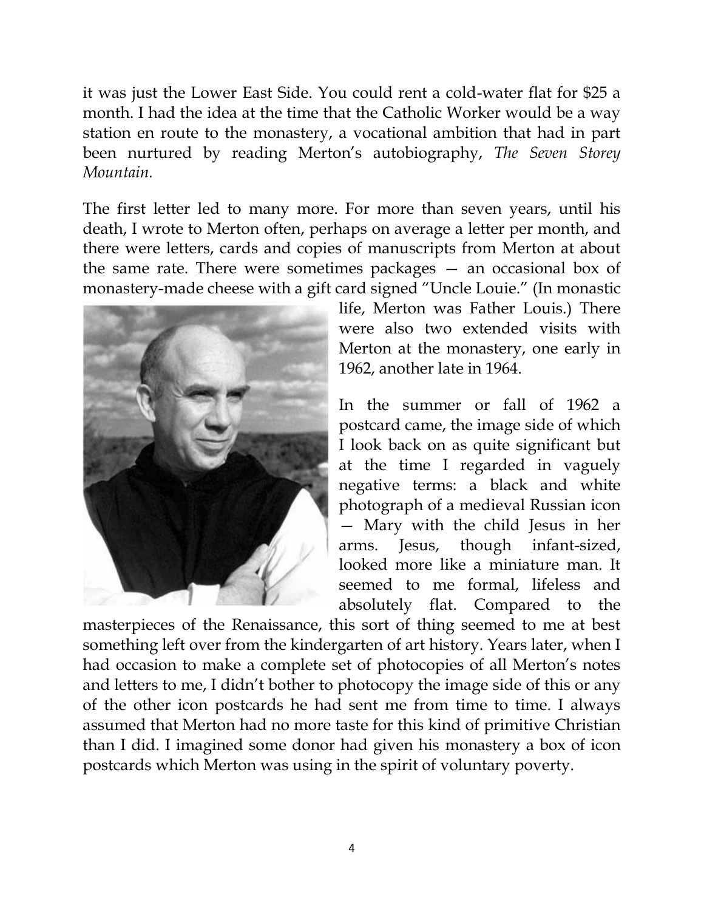it was just the Lower East Side. You could rent a cold-water flat for $25 a month. I had the idea at the time that the Catholic Worker would be a way station en route to the monastery, a vocational ambition that had in part been nurtured by reading Merton's autobiography, *The Seven Storey Mountain.*

The first letter led to many more. For more than seven years, until his death, I wrote to Merton often, perhaps on average a letter per month, and there were letters, cards and copies of manuscripts from Merton at about the same rate. There were sometimes packages — an occasional box of monastery-made cheese with a gift card signed "Uncle Louie." (In monastic life, Merton was Father Louis.) There were also two extended visits with Merton at the monastery, one early in 1962, another late in 1964.

In the summer or fall of 1962 a postcard came, the image side of which I look back on as quite significant but at the time I regarded in vaguely negative terms: a black and white photograph of a medieval Russian icon — Mary with the child Jesus in her arms. Jesus, though infant-sized, looked more like a miniature man. It seemed to me formal, lifeless and absolutely flat. Compared to the masterpieces of the Renaissance, this sort of thing seemed to me at best something left over from the kindergarten of art history. Years later, when I had occasion to make a complete set of photocopies of all Merton's notes and letters to me, I didn't bother to photocopy the image side of this or any of the other icon postcards he had sent me from time to time. I always assumed that Merton had no more taste for this kind of primitive Christian than I did. I imagined some donor had given his monastery a box of icon postcards which Merton was using in the spirit of voluntary poverty.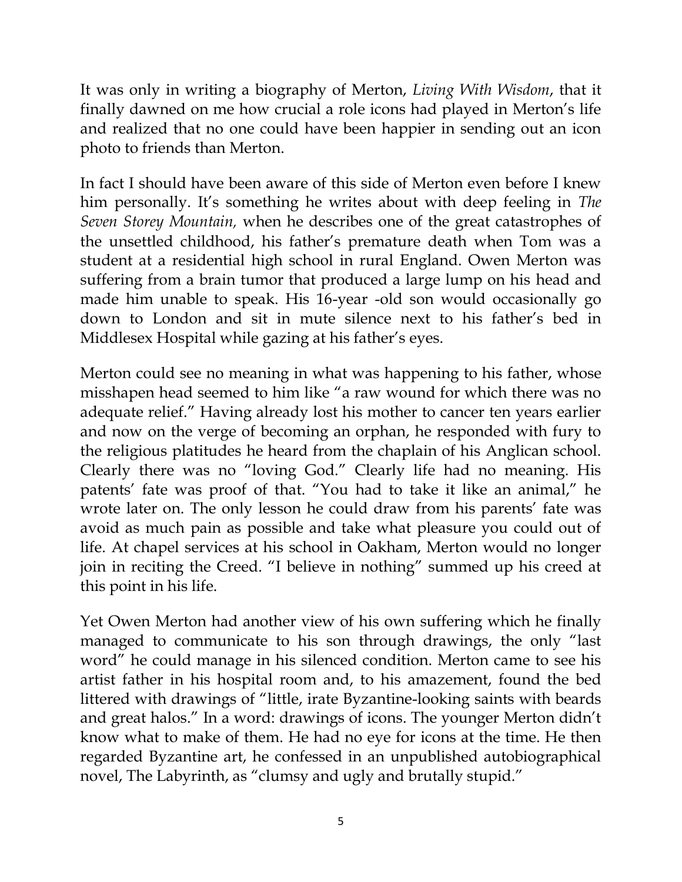It was only in writing a biography of Merton, *Living With Wisdom*, that it finally dawned on me how crucial a role icons had played in Merton's life and realized that no one could have been happier in sending out an icon photo to friends than Merton.

In fact I should have been aware of this side of Merton even before I knew him personally. It's something he writes about with deep feeling in *The Seven Storey Mountain,* when he describes one of the great catastrophes of the unsettled childhood, his father's premature death when Tom was a student at a residential high school in rural England. Owen Merton was suffering from a brain tumor that produced a large lump on his head and made him unable to speak. His 16-year -old son would occasionally go down to London and sit in mute silence next to his father's bed in Middlesex Hospital while gazing at his father's eyes.

Merton could see no meaning in what was happening to his father, whose misshapen head seemed to him like "a raw wound for which there was no adequate relief." Having already lost his mother to cancer ten years earlier and now on the verge of becoming an orphan, he responded with fury to the religious platitudes he heard from the chaplain of his Anglican school. Clearly there was no "loving God." Clearly life had no meaning. His patents' fate was proof of that. "You had to take it like an animal," he wrote later on. The only lesson he could draw from his parents' fate was avoid as much pain as possible and take what pleasure you could out of life. At chapel services at his school in Oakham, Merton would no longer join in reciting the Creed. "I believe in nothing" summed up his creed at this point in his life.

Yet Owen Merton had another view of his own suffering which he finally managed to communicate to his son through drawings, the only "last word" he could manage in his silenced condition. Merton came to see his artist father in his hospital room and, to his amazement, found the bed littered with drawings of "little, irate Byzantine-looking saints with beards and great halos." In a word: drawings of icons. The younger Merton didn't know what to make of them. He had no eye for icons at the time. He then regarded Byzantine art, he confessed in an unpublished autobiographical novel, The Labyrinth, as "clumsy and ugly and brutally stupid."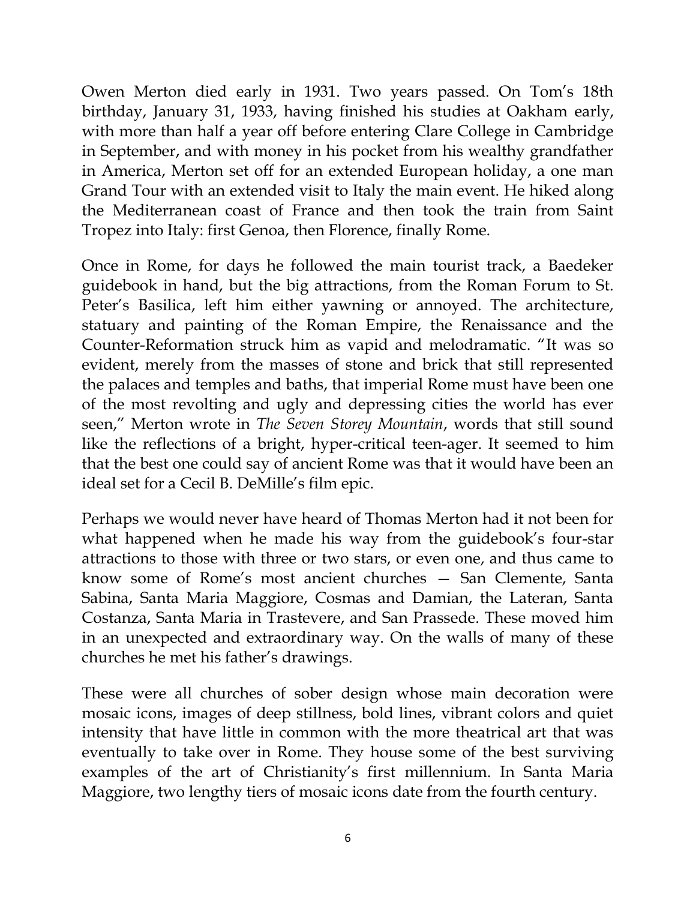Owen Merton died early in 1931. Two years passed. On Tom's 18th birthday, January 31, 1933, having finished his studies at Oakham early, with more than half a year off before entering Clare College in Cambridge in September, and with money in his pocket from his wealthy grandfather in America, Merton set off for an extended European holiday, a one man Grand Tour with an extended visit to Italy the main event. He hiked along the Mediterranean coast of France and then took the train from Saint Tropez into Italy: first Genoa, then Florence, finally Rome.

Once in Rome, for days he followed the main tourist track, a Baedeker guidebook in hand, but the big attractions, from the Roman Forum to St. Peter's Basilica, left him either yawning or annoyed. The architecture, statuary and painting of the Roman Empire, the Renaissance and the Counter-Reformation struck him as vapid and melodramatic. "It was so evident, merely from the masses of stone and brick that still represented the palaces and temples and baths, that imperial Rome must have been one of the most revolting and ugly and depressing cities the world has ever seen," Merton wrote in *The Seven Storey Mountain*, words that still sound like the reflections of a bright, hyper-critical teen-ager. It seemed to him that the best one could say of ancient Rome was that it would have been an ideal set for a Cecil B. DeMille's film epic.

Perhaps we would never have heard of Thomas Merton had it not been for what happened when he made his way from the guidebook's four-star attractions to those with three or two stars, or even one, and thus came to know some of Rome's most ancient churches — San Clemente, Santa Sabina, Santa Maria Maggiore, Cosmas and Damian, the Lateran, Santa Costanza, Santa Maria in Trastevere, and San Prassede. These moved him in an unexpected and extraordinary way. On the walls of many of these churches he met his father's drawings.

These were all churches of sober design whose main decoration were mosaic icons, images of deep stillness, bold lines, vibrant colors and quiet intensity that have little in common with the more theatrical art that was eventually to take over in Rome. They house some of the best surviving examples of the art of Christianity's first millennium. In Santa Maria Maggiore, two lengthy tiers of mosaic icons date from the fourth century.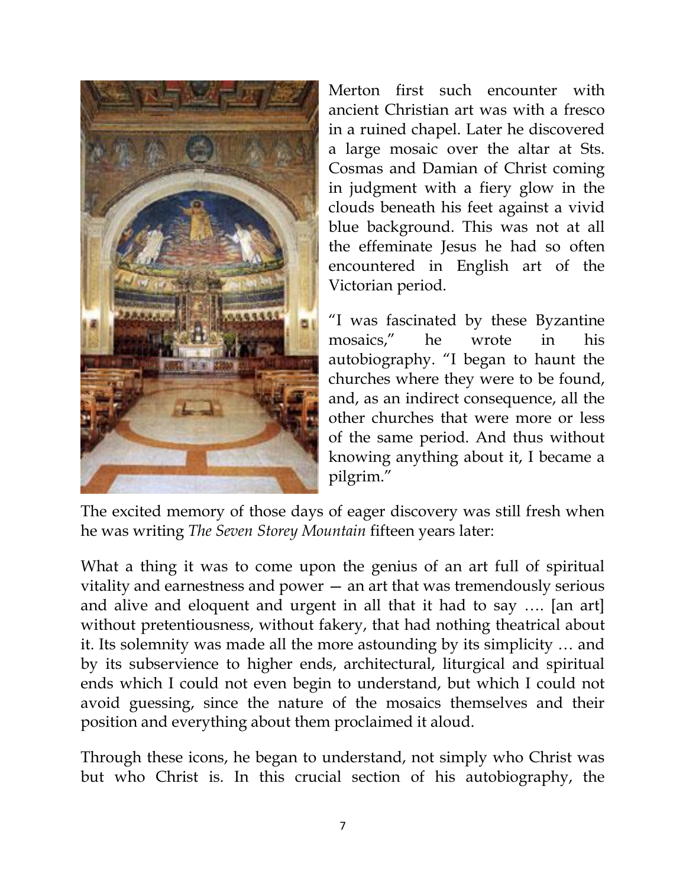Merton first such encounter with ancient Christian art was with a fresco in a ruined chapel. Later he discovered a large mosaic over the altar at Sts. Cosmas and Damian of Christ coming in judgment with a fiery glow in the clouds beneath his feet against a vivid blue background. This was not at all the effeminate Jesus he had so often encountered in English art of the Victorian period.

"I was fascinated by these Byzantine mosaics," he wrote in his autobiography. "I began to haunt the churches where they were to be found, and, as an indirect consequence, all the other churches that were more or less of the same period. And thus without knowing anything about it, I became a pilgrim."

The excited memory of those days of eager discovery was still fresh when he was writing *The Seven Storey Mountain* fifteen years later:

What a thing it was to come upon the genius of an art full of spiritual vitality and earnestness and power — an art that was tremendously serious and alive and eloquent and urgent in all that it had to say …. [an art] without pretentiousness, without fakery, that had nothing theatrical about it. Its solemnity was made all the more astounding by its simplicity … and by its subservience to higher ends, architectural, liturgical and spiritual ends which I could not even begin to understand, but which I could not avoid guessing, since the nature of the mosaics themselves and their position and everything about them proclaimed it aloud.

Through these icons, he began to understand, not simply who Christ was but who Christ is. In this crucial section of his autobiography, the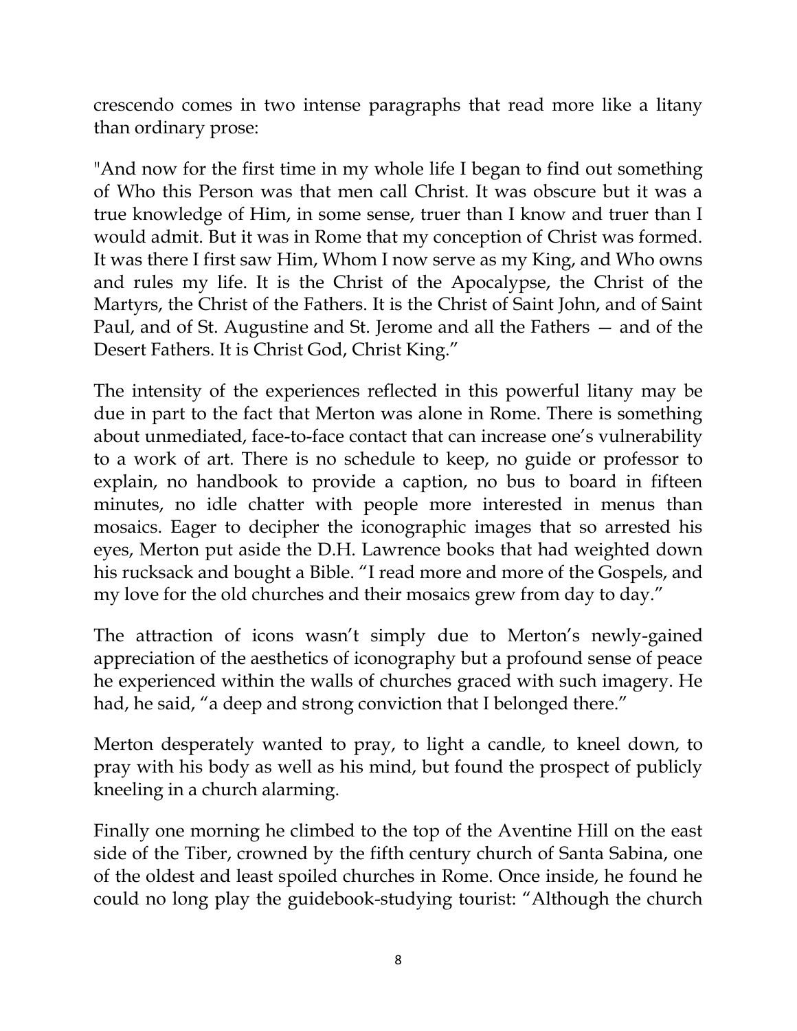crescendo comes in two intense paragraphs that read more like a litany than ordinary prose:

"And now for the first time in my whole life I began to find out something of Who this Person was that men call Christ. It was obscure but it was a true knowledge of Him, in some sense, truer than I know and truer than I would admit. But it was in Rome that my conception of Christ was formed. It was there I first saw Him, Whom I now serve as my King, and Who owns and rules my life. It is the Christ of the Apocalypse, the Christ of the Martyrs, the Christ of the Fathers. It is the Christ of Saint John, and of Saint Paul, and of St. Augustine and St. Jerome and all the Fathers — and of the Desert Fathers. It is Christ God, Christ King."

The intensity of the experiences reflected in this powerful litany may be due in part to the fact that Merton was alone in Rome. There is something about unmediated, face-to-face contact that can increase one's vulnerability to a work of art. There is no schedule to keep, no guide or professor to explain, no handbook to provide a caption, no bus to board in fifteen minutes, no idle chatter with people more interested in menus than mosaics. Eager to decipher the iconographic images that so arrested his eyes, Merton put aside the D.H. Lawrence books that had weighted down his rucksack and bought a Bible. "I read more and more of the Gospels, and my love for the old churches and their mosaics grew from day to day."

The attraction of icons wasn't simply due to Merton's newly-gained appreciation of the aesthetics of iconography but a profound sense of peace he experienced within the walls of churches graced with such imagery. He had, he said, "a deep and strong conviction that I belonged there."

Merton desperately wanted to pray, to light a candle, to kneel down, to pray with his body as well as his mind, but found the prospect of publicly kneeling in a church alarming.

Finally one morning he climbed to the top of the Aventine Hill on the east side of the Tiber, crowned by the fifth century church of Santa Sabina, one of the oldest and least spoiled churches in Rome. Once inside, he found he could no long play the guidebook-studying tourist: "Although the church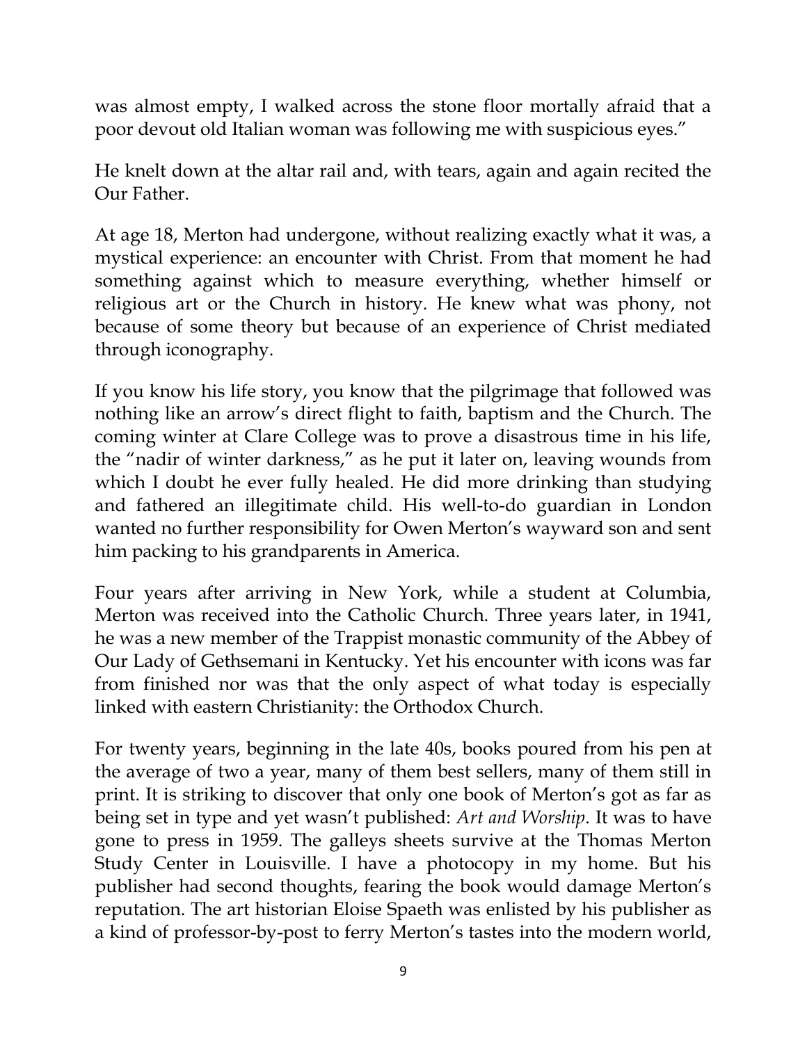was almost empty, I walked across the stone floor mortally afraid that a poor devout old Italian woman was following me with suspicious eyes."

He knelt down at the altar rail and, with tears, again and again recited the Our Father.

At age 18, Merton had undergone, without realizing exactly what it was, a mystical experience: an encounter with Christ. From that moment he had something against which to measure everything, whether himself or religious art or the Church in history. He knew what was phony, not because of some theory but because of an experience of Christ mediated through iconography.

If you know his life story, you know that the pilgrimage that followed was nothing like an arrow's direct flight to faith, baptism and the Church. The coming winter at Clare College was to prove a disastrous time in his life, the "nadir of winter darkness," as he put it later on, leaving wounds from which I doubt he ever fully healed. He did more drinking than studying and fathered an illegitimate child. His well-to-do guardian in London wanted no further responsibility for Owen Merton's wayward son and sent him packing to his grandparents in America.

Four years after arriving in New York, while a student at Columbia, Merton was received into the Catholic Church. Three years later, in 1941, he was a new member of the Trappist monastic community of the Abbey of Our Lady of Gethsemani in Kentucky. Yet his encounter with icons was far from finished nor was that the only aspect of what today is especially linked with eastern Christianity: the Orthodox Church.

For twenty years, beginning in the late 40s, books poured from his pen at the average of two a year, many of them best sellers, many of them still in print. It is striking to discover that only one book of Merton's got as far as being set in type and yet wasn't published: *Art and Worship*. It was to have gone to press in 1959. The galleys sheets survive at the Thomas Merton Study Center in Louisville. I have a photocopy in my home. But his publisher had second thoughts, fearing the book would damage Merton's reputation. The art historian Eloise Spaeth was enlisted by his publisher as a kind of professor-by-post to ferry Merton's tastes into the modern world,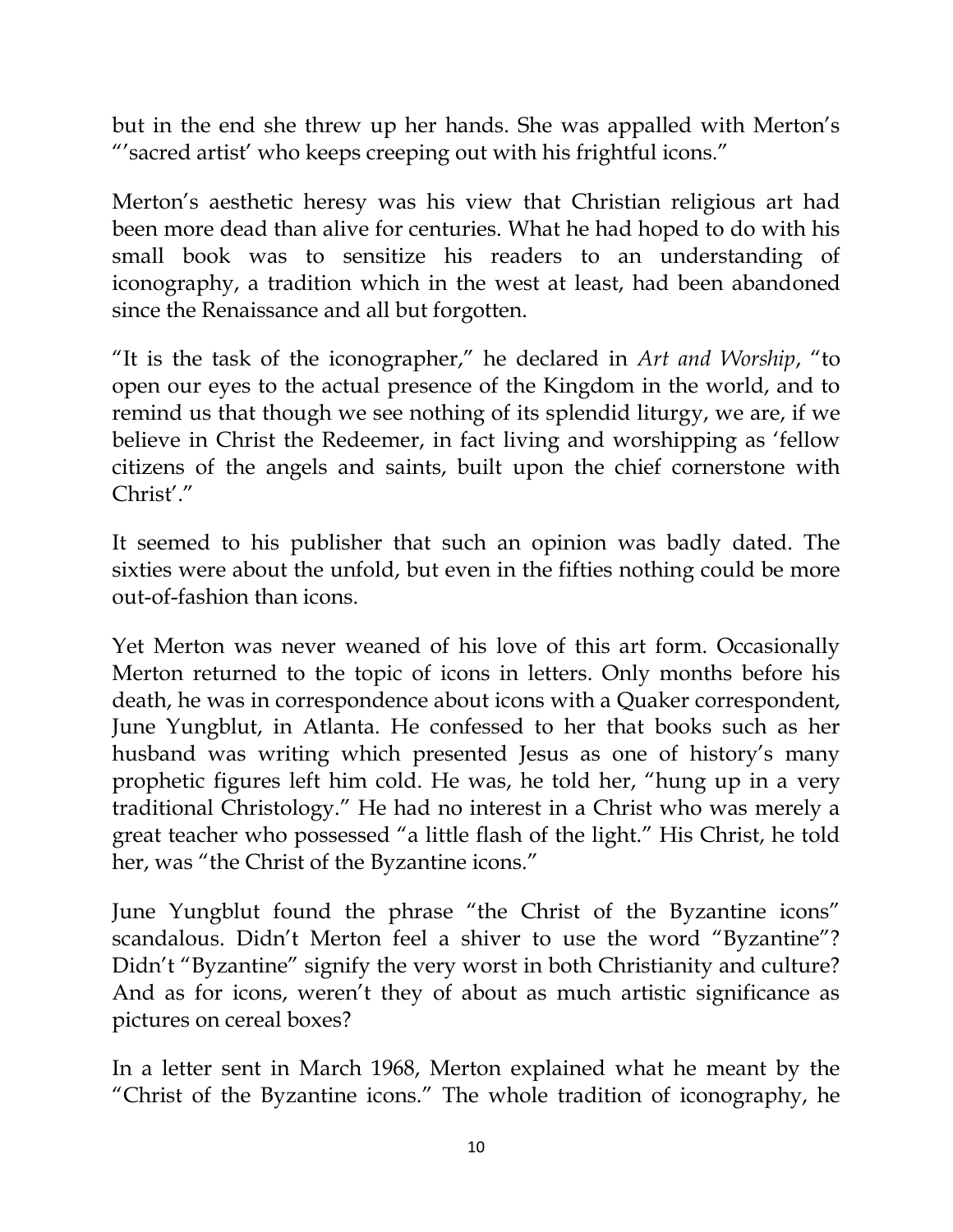but in the end she threw up her hands. She was appalled with Merton's "'sacred artist' who keeps creeping out with his frightful icons."

Merton's aesthetic heresy was his view that Christian religious art had been more dead than alive for centuries. What he had hoped to do with his small book was to sensitize his readers to an understanding of iconography, a tradition which in the west at least, had been abandoned since the Renaissance and all but forgotten.

"It is the task of the iconographer," he declared in *Art and Worship*, "to open our eyes to the actual presence of the Kingdom in the world, and to remind us that though we see nothing of its splendid liturgy, we are, if we believe in Christ the Redeemer, in fact living and worshipping as 'fellow citizens of the angels and saints, built upon the chief cornerstone with Christ'."

It seemed to his publisher that such an opinion was badly dated. The sixties were about the unfold, but even in the fifties nothing could be more out-of-fashion than icons.

Yet Merton was never weaned of his love of this art form. Occasionally Merton returned to the topic of icons in letters. Only months before his death, he was in correspondence about icons with a Quaker correspondent, June Yungblut, in Atlanta. He confessed to her that books such as her husband was writing which presented Jesus as one of history's many prophetic figures left him cold. He was, he told her, "hung up in a very traditional Christology." He had no interest in a Christ who was merely a great teacher who possessed "a little flash of the light." His Christ, he told her, was "the Christ of the Byzantine icons."

June Yungblut found the phrase "the Christ of the Byzantine icons" scandalous. Didn't Merton feel a shiver to use the word "Byzantine"? Didn't "Byzantine" signify the very worst in both Christianity and culture? And as for icons, weren't they of about as much artistic significance as pictures on cereal boxes?

In a letter sent in March 1968, Merton explained what he meant by the "Christ of the Byzantine icons." The whole tradition of iconography, he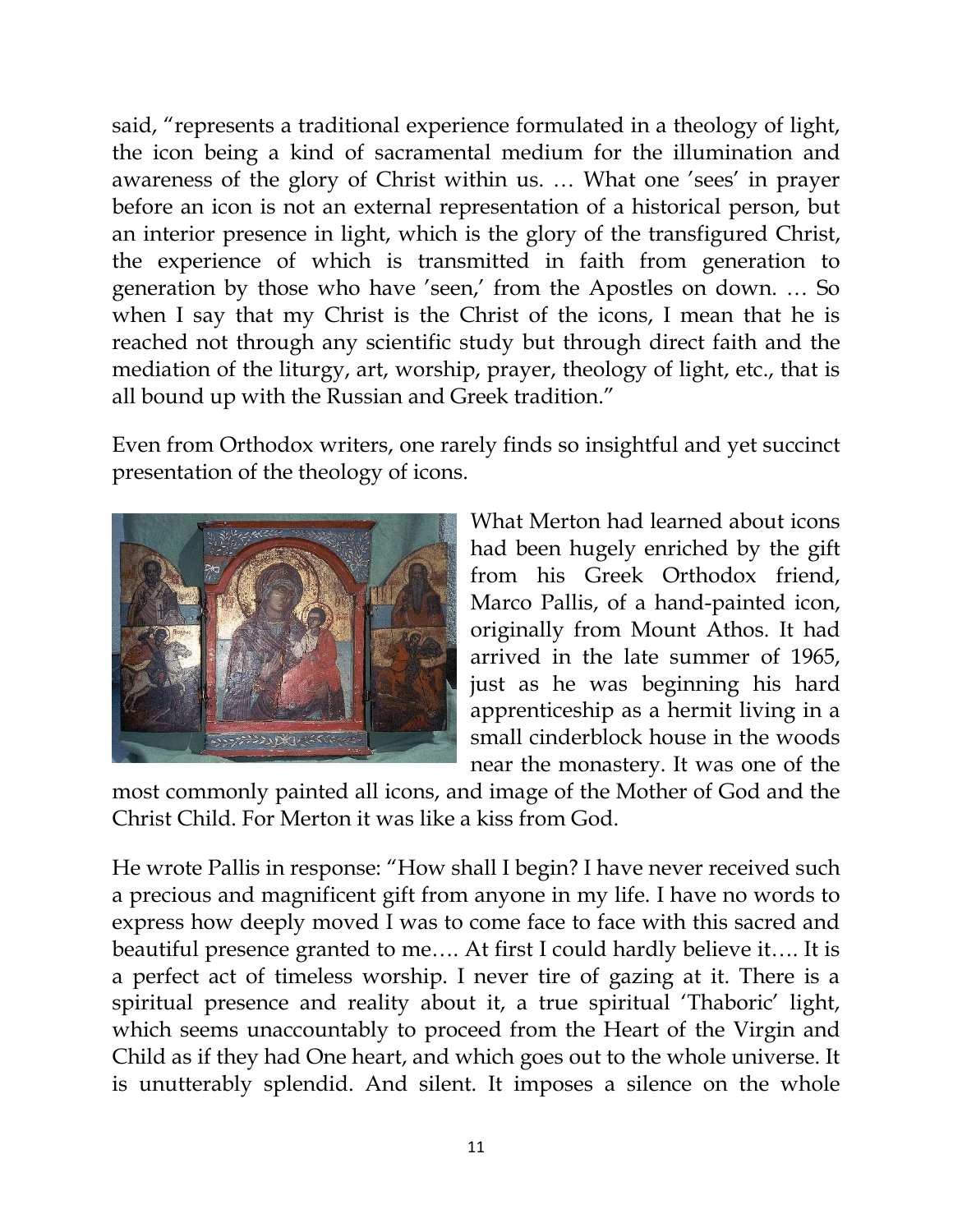said, "represents a traditional experience formulated in a theology of light, the icon being a kind of sacramental medium for the illumination and awareness of the glory of Christ within us. … What one 'sees' in prayer before an icon is not an external representation of a historical person, but an interior presence in light, which is the glory of the transfigured Christ, the experience of which is transmitted in faith from generation to generation by those who have 'seen,' from the Apostles on down. … So when I say that my Christ is the Christ of the icons, I mean that he is reached not through any scientific study but through direct faith and the mediation of the liturgy, art, worship, prayer, theology of light, etc., that is all bound up with the Russian and Greek tradition."

Even from Orthodox writers, one rarely finds so insightful and yet succinct presentation of the theology of icons.

What Merton had learned about icons had been hugely enriched by the gift from his Greek Orthodox friend, Marco Pallis, of a hand-painted icon, originally from Mount Athos. It had arrived in the late summer of 1965, just as he was beginning his hard apprenticeship as a hermit living in a small cinderblock house in the woods near the monastery. It was one of the most commonly painted all icons, and image of the Mother of God and the Christ Child. For Merton it was like a kiss from God.

He wrote Pallis in response: "How shall I begin? I have never received such a precious and magnificent gift from anyone in my life. I have no words to express how deeply moved I was to come face to face with this sacred and beautiful presence granted to me…. At first I could hardly believe it…. It is a perfect act of timeless worship. I never tire of gazing at it. There is a spiritual presence and reality about it, a true spiritual 'Thaboric' light, which seems unaccountably to proceed from the Heart of the Virgin and Child as if they had One heart, and which goes out to the whole universe. It is unutterably splendid. And silent. It imposes a silence on the whole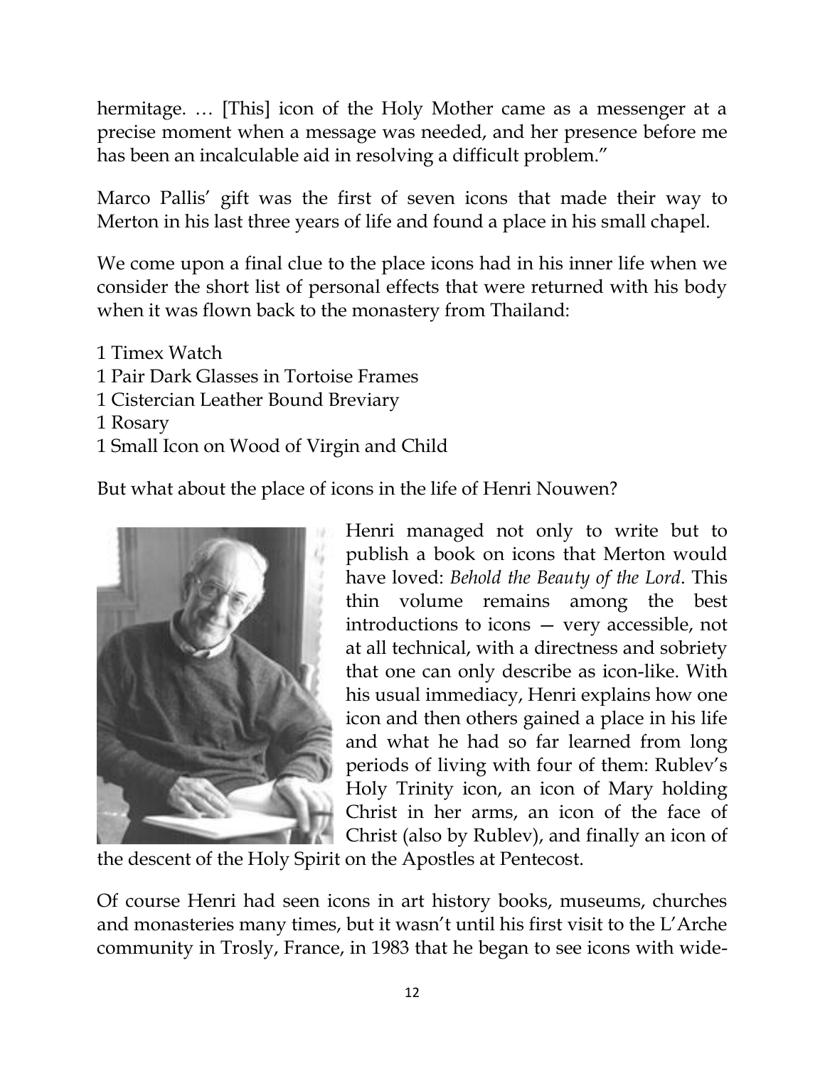hermitage. … [This] icon of the Holy Mother came as a messenger at a precise moment when a message was needed, and her presence before me has been an incalculable aid in resolving a difficult problem."

Marco Pallis' gift was the first of seven icons that made their way to Merton in his last three years of life and found a place in his small chapel.

We come upon a final clue to the place icons had in his inner life when we consider the short list of personal effects that were returned with his body when it was flown back to the monastery from Thailand:

1 Timex Watch
1 Pair Dark Glasses in Tortoise Frames
1 Cistercian Leather Bound Breviary
1 Rosary
1 Small Icon on Wood of Virgin and Child

But what about the place of icons in the life of Henri Nouwen?

Henri managed not only to write but to publish a book on icons that Merton would have loved: *Behold the Beauty of the Lord*. This thin volume remains among the best introductions to icons — very accessible, not at all technical, with a directness and sobriety that one can only describe as icon-like. With his usual immediacy, Henri explains how one icon and then others gained a place in his life and what he had so far learned from long periods of living with four of them: Rublev's Holy Trinity icon, an icon of Mary holding Christ in her arms, an icon of the face of Christ (also by Rublev), and finally an icon of the descent of the Holy Spirit on the Apostles at Pentecost.

Of course Henri had seen icons in art history books, museums, churches and monasteries many times, but it wasn't until his first visit to the L'Arche community in Trosly, France, in 1983 that he began to see icons with wide-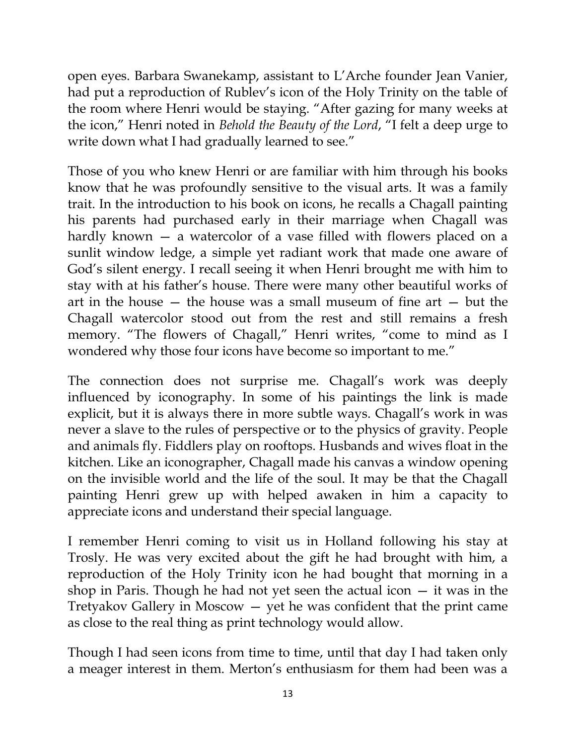open eyes. Barbara Swanekamp, assistant to L'Arche founder Jean Vanier, had put a reproduction of Rublev's icon of the Holy Trinity on the table of the room where Henri would be staying. "After gazing for many weeks at the icon," Henri noted in *Behold the Beauty of the Lord*, "I felt a deep urge to write down what I had gradually learned to see."

Those of you who knew Henri or are familiar with him through his books know that he was profoundly sensitive to the visual arts. It was a family trait. In the introduction to his book on icons, he recalls a Chagall painting his parents had purchased early in their marriage when Chagall was hardly known — a watercolor of a vase filled with flowers placed on a sunlit window ledge, a simple yet radiant work that made one aware of God's silent energy. I recall seeing it when Henri brought me with him to stay with at his father's house. There were many other beautiful works of art in the house — the house was a small museum of fine art — but the Chagall watercolor stood out from the rest and still remains a fresh memory. "The flowers of Chagall," Henri writes, "come to mind as I wondered why those four icons have become so important to me."

The connection does not surprise me. Chagall's work was deeply influenced by iconography. In some of his paintings the link is made explicit, but it is always there in more subtle ways. Chagall's work in was never a slave to the rules of perspective or to the physics of gravity. People and animals fly. Fiddlers play on rooftops. Husbands and wives float in the kitchen. Like an iconographer, Chagall made his canvas a window opening on the invisible world and the life of the soul. It may be that the Chagall painting Henri grew up with helped awaken in him a capacity to appreciate icons and understand their special language.

I remember Henri coming to visit us in Holland following his stay at Trosly. He was very excited about the gift he had brought with him, a reproduction of the Holy Trinity icon he had bought that morning in a shop in Paris. Though he had not yet seen the actual icon — it was in the Tretyakov Gallery in Moscow — yet he was confident that the print came as close to the real thing as print technology would allow.

Though I had seen icons from time to time, until that day I had taken only a meager interest in them. Merton's enthusiasm for them had been was a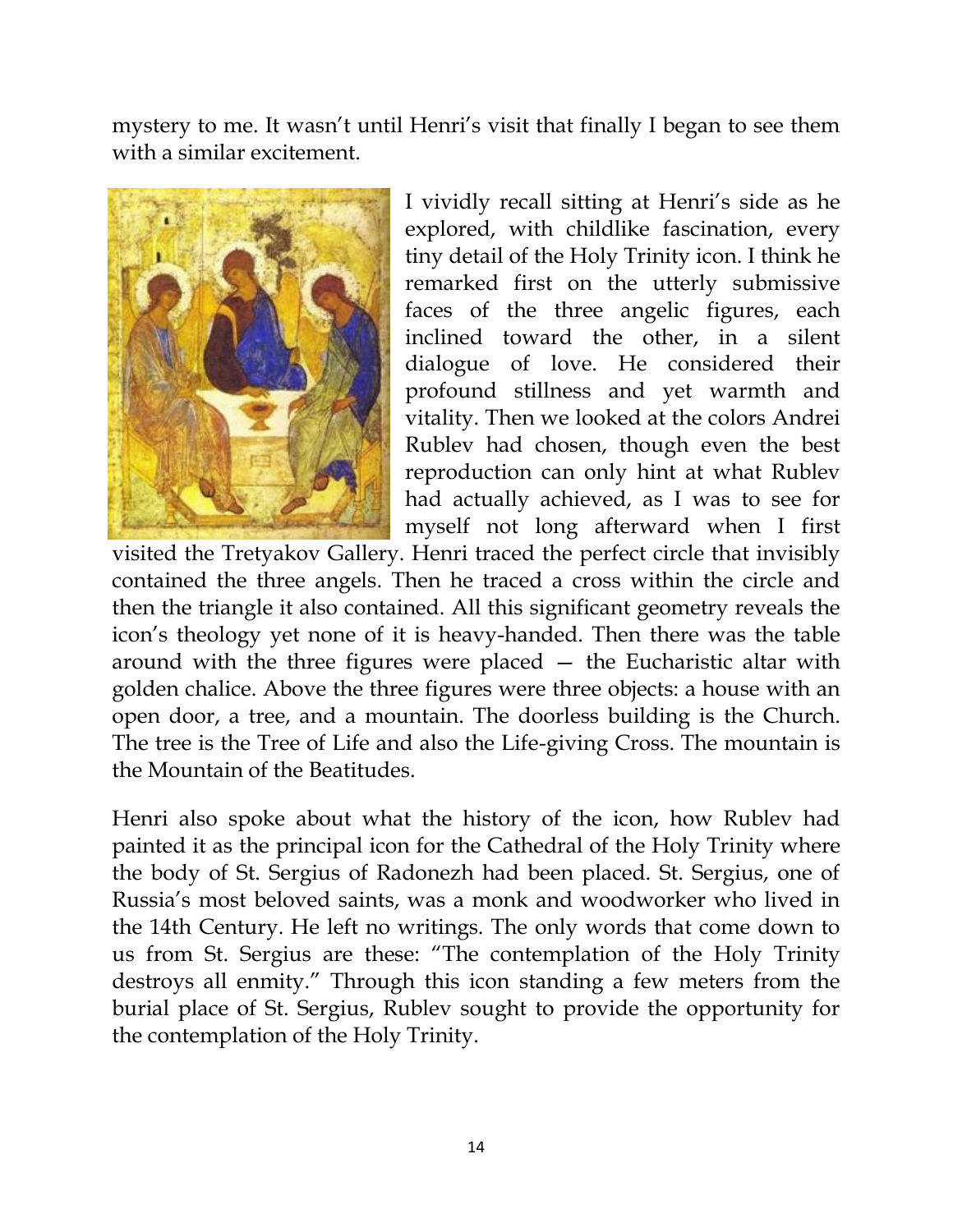mystery to me. It wasn't until Henri's visit that finally I began to see them with a similar excitement.

I vividly recall sitting at Henri's side as he explored, with childlike fascination, every tiny detail of the Holy Trinity icon. I think he remarked first on the utterly submissive faces of the three angelic figures, each inclined toward the other, in a silent dialogue of love. He considered their profound stillness and yet warmth and vitality. Then we looked at the colors Andrei Rublev had chosen, though even the best reproduction can only hint at what Rublev had actually achieved, as I was to see for myself not long afterward when I first visited the Tretyakov Gallery. Henri traced the perfect circle that invisibly contained the three angels. Then he traced a cross within the circle and then the triangle it also contained. All this significant geometry reveals the icon's theology yet none of it is heavy-handed. Then there was the table around with the three figures were placed — the Eucharistic altar with golden chalice. Above the three figures were three objects: a house with an open door, a tree, and a mountain. The doorless building is the Church. The tree is the Tree of Life and also the Life-giving Cross. The mountain is the Mountain of the Beatitudes.

Henri also spoke about what the history of the icon, how Rublev had painted it as the principal icon for the Cathedral of the Holy Trinity where the body of St. Sergius of Radonezh had been placed. St. Sergius, one of Russia's most beloved saints, was a monk and woodworker who lived in the 14th Century. He left no writings. The only words that come down to us from St. Sergius are these: "The contemplation of the Holy Trinity destroys all enmity." Through this icon standing a few meters from the burial place of St. Sergius, Rublev sought to provide the opportunity for the contemplation of the Holy Trinity.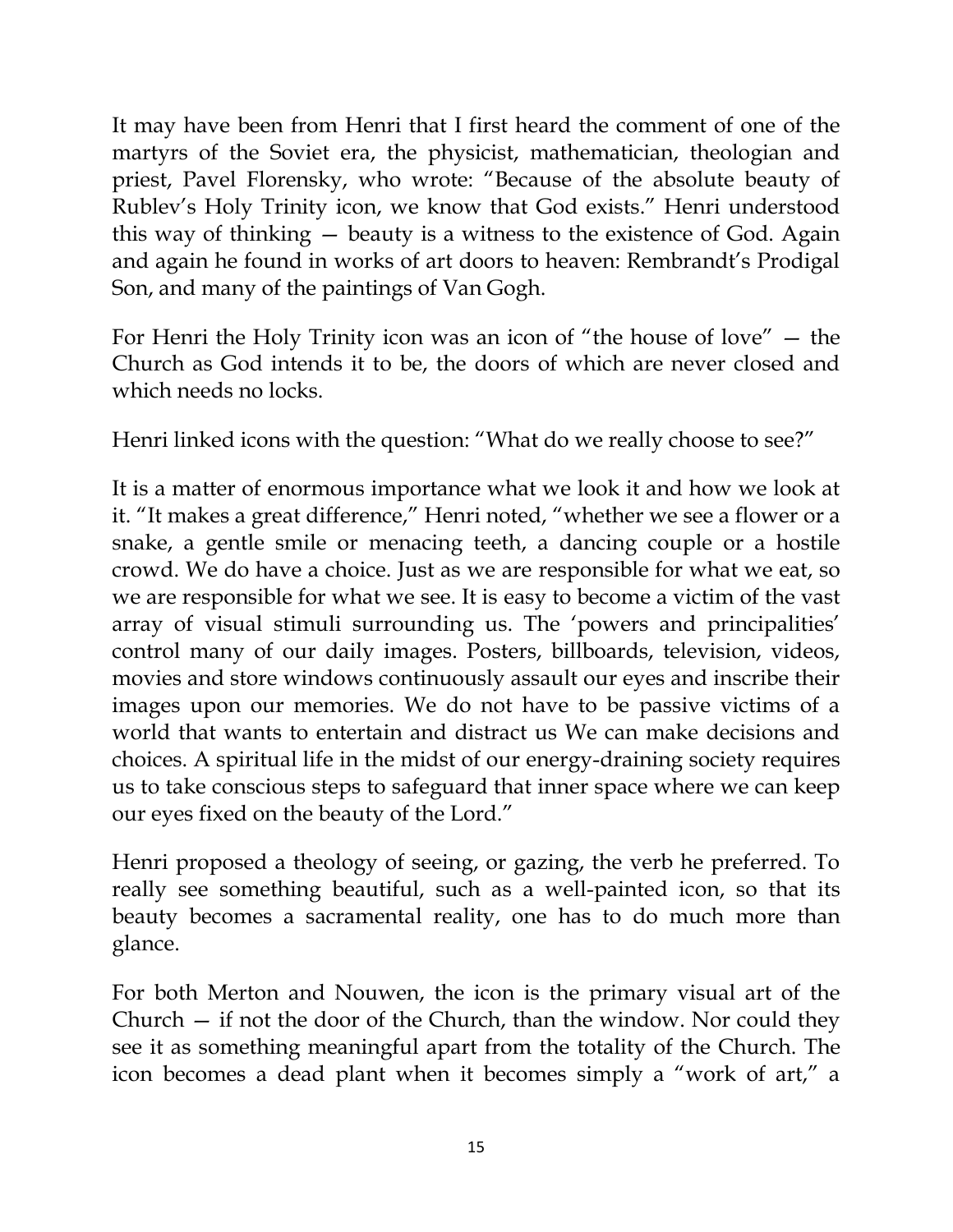It may have been from Henri that I first heard the comment of one of the martyrs of the Soviet era, the physicist, mathematician, theologian and priest, Pavel Florensky, who wrote: "Because of the absolute beauty of Rublev's Holy Trinity icon, we know that God exists." Henri understood this way of thinking — beauty is a witness to the existence of God. Again and again he found in works of art doors to heaven: Rembrandt's Prodigal Son, and many of the paintings of Van Gogh.

For Henri the Holy Trinity icon was an icon of "the house of love" — the Church as God intends it to be, the doors of which are never closed and which needs no locks.

Henri linked icons with the question: "What do we really choose to see?"

It is a matter of enormous importance what we look it and how we look at it. "It makes a great difference," Henri noted, "whether we see a flower or a snake, a gentle smile or menacing teeth, a dancing couple or a hostile crowd. We do have a choice. Just as we are responsible for what we eat, so we are responsible for what we see. It is easy to become a victim of the vast array of visual stimuli surrounding us. The 'powers and principalities' control many of our daily images. Posters, billboards, television, videos, movies and store windows continuously assault our eyes and inscribe their images upon our memories. We do not have to be passive victims of a world that wants to entertain and distract us We can make decisions and choices. A spiritual life in the midst of our energy-draining society requires us to take conscious steps to safeguard that inner space where we can keep our eyes fixed on the beauty of the Lord."

Henri proposed a theology of seeing, or gazing, the verb he preferred. To really see something beautiful, such as a well-painted icon, so that its beauty becomes a sacramental reality, one has to do much more than glance.

For both Merton and Nouwen, the icon is the primary visual art of the Church — if not the door of the Church, than the window. Nor could they see it as something meaningful apart from the totality of the Church. The icon becomes a dead plant when it becomes simply a "work of art," a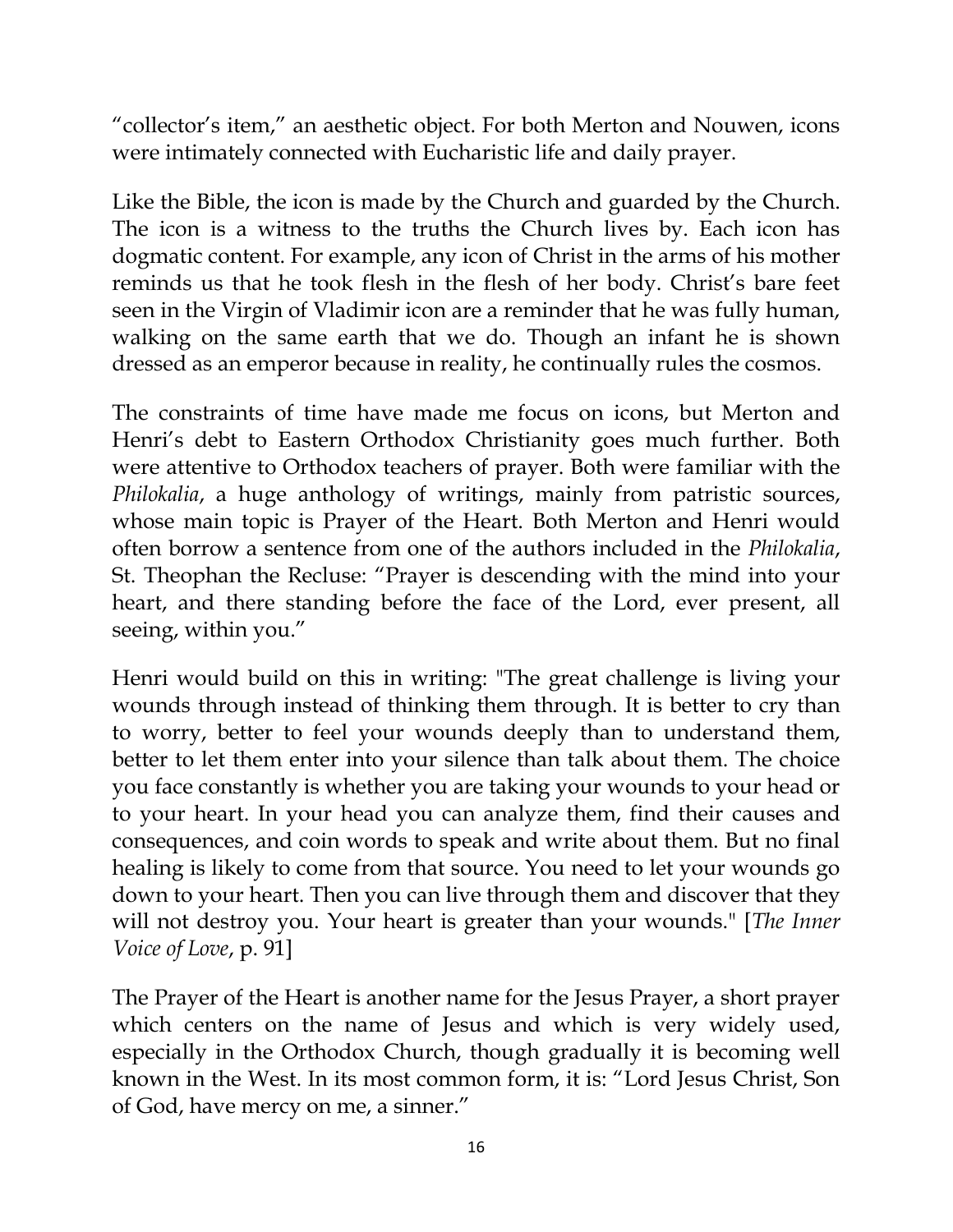"collector's item," an aesthetic object. For both Merton and Nouwen, icons were intimately connected with Eucharistic life and daily prayer.

Like the Bible, the icon is made by the Church and guarded by the Church. The icon is a witness to the truths the Church lives by. Each icon has dogmatic content. For example, any icon of Christ in the arms of his mother reminds us that he took flesh in the flesh of her body. Christ's bare feet seen in the Virgin of Vladimir icon are a reminder that he was fully human, walking on the same earth that we do. Though an infant he is shown dressed as an emperor because in reality, he continually rules the cosmos.

The constraints of time have made me focus on icons, but Merton and Henri's debt to Eastern Orthodox Christianity goes much further. Both were attentive to Orthodox teachers of prayer. Both were familiar with the *Philokalia*, a huge anthology of writings, mainly from patristic sources, whose main topic is Prayer of the Heart. Both Merton and Henri would often borrow a sentence from one of the authors included in the *Philokalia*, St. Theophan the Recluse: "Prayer is descending with the mind into your heart, and there standing before the face of the Lord, ever present, all seeing, within you."

Henri would build on this in writing: "The great challenge is living your wounds through instead of thinking them through. It is better to cry than to worry, better to feel your wounds deeply than to understand them, better to let them enter into your silence than talk about them. The choice you face constantly is whether you are taking your wounds to your head or to your heart. In your head you can analyze them, find their causes and consequences, and coin words to speak and write about them. But no final healing is likely to come from that source. You need to let your wounds go down to your heart. Then you can live through them and discover that they will not destroy you. Your heart is greater than your wounds." [*The Inner Voice of Love*, p. 91]

The Prayer of the Heart is another name for the Jesus Prayer, a short prayer which centers on the name of Jesus and which is very widely used, especially in the Orthodox Church, though gradually it is becoming well known in the West. In its most common form, it is: "Lord Jesus Christ, Son of God, have mercy on me, a sinner."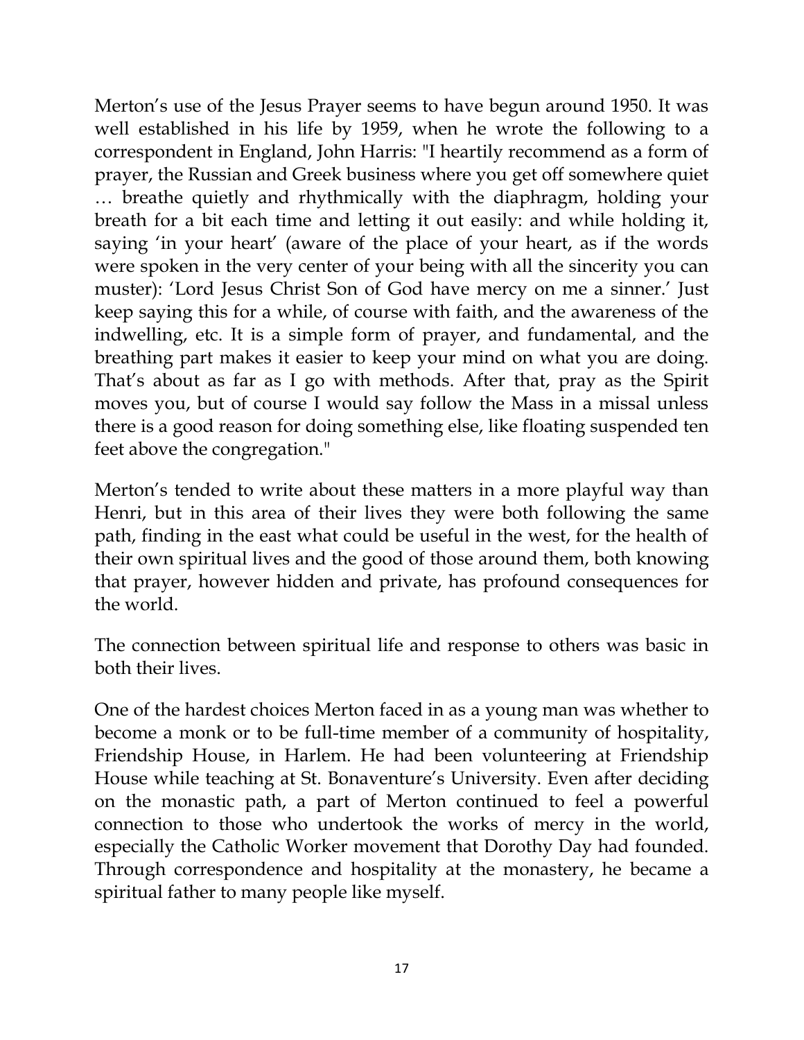Merton's use of the Jesus Prayer seems to have begun around 1950. It was well established in his life by 1959, when he wrote the following to a correspondent in England, John Harris: "I heartily recommend as a form of prayer, the Russian and Greek business where you get off somewhere quiet … breathe quietly and rhythmically with the diaphragm, holding your breath for a bit each time and letting it out easily: and while holding it, saying 'in your heart' (aware of the place of your heart, as if the words were spoken in the very center of your being with all the sincerity you can muster): 'Lord Jesus Christ Son of God have mercy on me a sinner.' Just keep saying this for a while, of course with faith, and the awareness of the indwelling, etc. It is a simple form of prayer, and fundamental, and the breathing part makes it easier to keep your mind on what you are doing. That's about as far as I go with methods. After that, pray as the Spirit moves you, but of course I would say follow the Mass in a missal unless there is a good reason for doing something else, like floating suspended ten feet above the congregation."

Merton's tended to write about these matters in a more playful way than Henri, but in this area of their lives they were both following the same path, finding in the east what could be useful in the west, for the health of their own spiritual lives and the good of those around them, both knowing that prayer, however hidden and private, has profound consequences for the world.

The connection between spiritual life and response to others was basic in both their lives.

One of the hardest choices Merton faced in as a young man was whether to become a monk or to be full-time member of a community of hospitality, Friendship House, in Harlem. He had been volunteering at Friendship House while teaching at St. Bonaventure's University. Even after deciding on the monastic path, a part of Merton continued to feel a powerful connection to those who undertook the works of mercy in the world, especially the Catholic Worker movement that Dorothy Day had founded. Through correspondence and hospitality at the monastery, he became a spiritual father to many people like myself.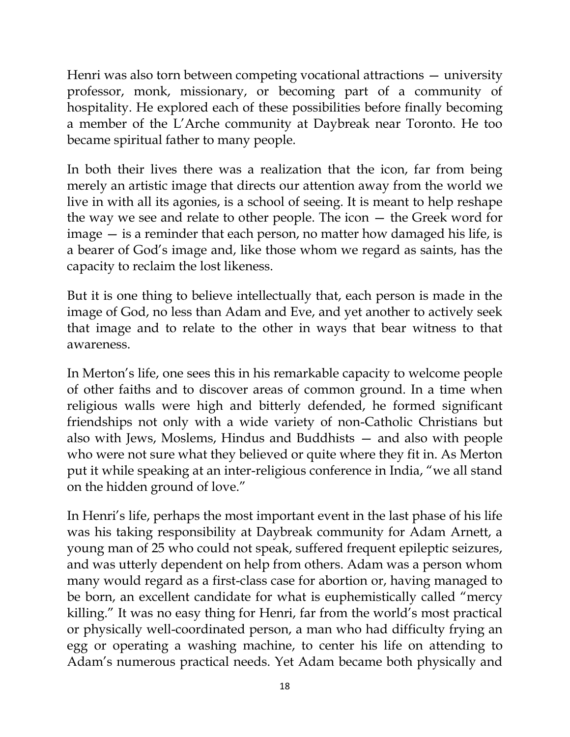Henri was also torn between competing vocational attractions — university professor, monk, missionary, or becoming part of a community of hospitality. He explored each of these possibilities before finally becoming a member of the L'Arche community at Daybreak near Toronto. He too became spiritual father to many people.

In both their lives there was a realization that the icon, far from being merely an artistic image that directs our attention away from the world we live in with all its agonies, is a school of seeing. It is meant to help reshape the way we see and relate to other people. The icon — the Greek word for image — is a reminder that each person, no matter how damaged his life, is a bearer of God's image and, like those whom we regard as saints, has the capacity to reclaim the lost likeness.

But it is one thing to believe intellectually that, each person is made in the image of God, no less than Adam and Eve, and yet another to actively seek that image and to relate to the other in ways that bear witness to that awareness.

In Merton's life, one sees this in his remarkable capacity to welcome people of other faiths and to discover areas of common ground. In a time when religious walls were high and bitterly defended, he formed significant friendships not only with a wide variety of non-Catholic Christians but also with Jews, Moslems, Hindus and Buddhists — and also with people who were not sure what they believed or quite where they fit in. As Merton put it while speaking at an inter-religious conference in India, "we all stand on the hidden ground of love."

In Henri's life, perhaps the most important event in the last phase of his life was his taking responsibility at Daybreak community for Adam Arnett, a young man of 25 who could not speak, suffered frequent epileptic seizures, and was utterly dependent on help from others. Adam was a person whom many would regard as a first-class case for abortion or, having managed to be born, an excellent candidate for what is euphemistically called "mercy killing." It was no easy thing for Henri, far from the world's most practical or physically well-coordinated person, a man who had difficulty frying an egg or operating a washing machine, to center his life on attending to Adam's numerous practical needs. Yet Adam became both physically and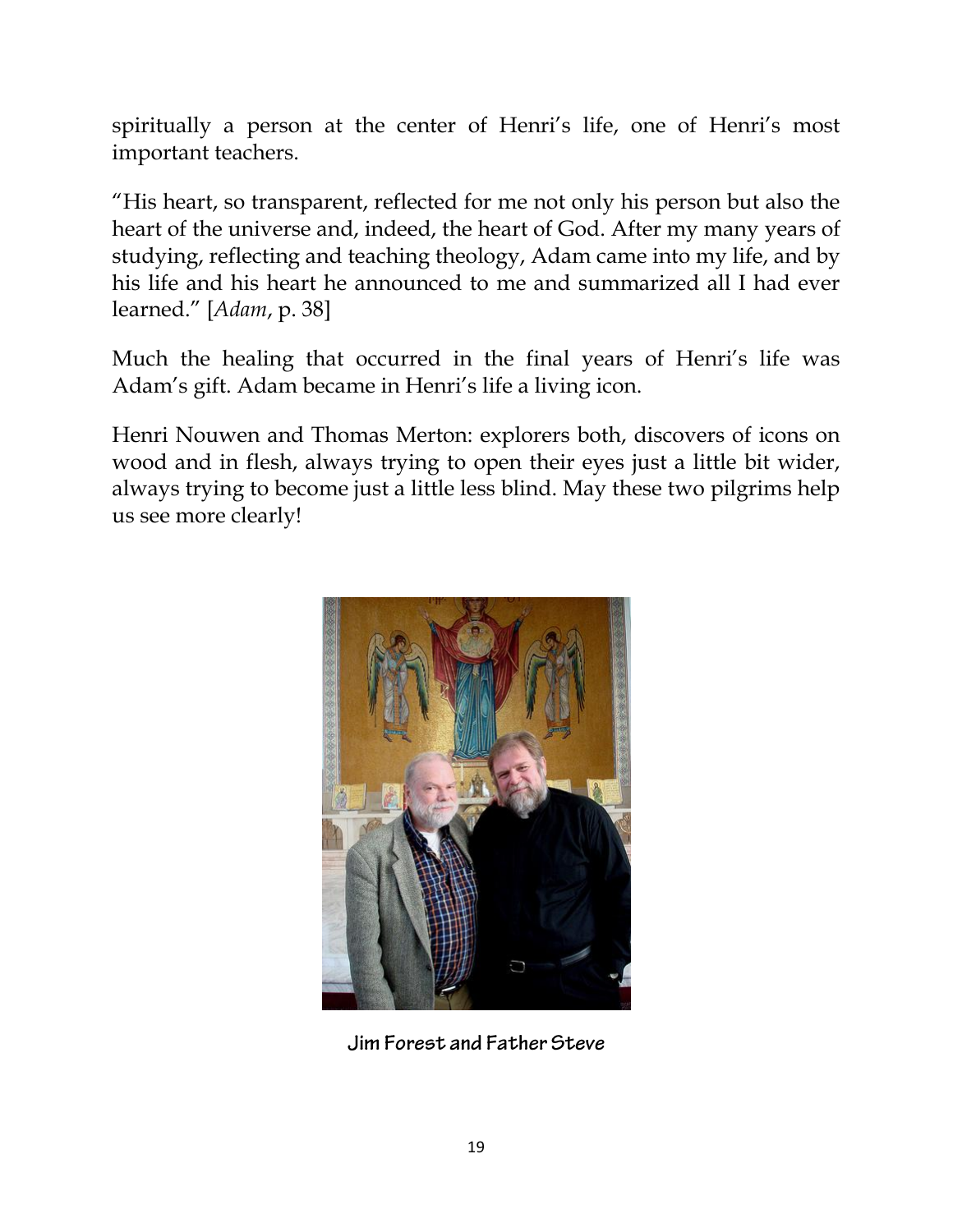spiritually a person at the center of Henri's life, one of Henri's most important teachers.

"His heart, so transparent, reflected for me not only his person but also the heart of the universe and, indeed, the heart of God. After my many years of studying, reflecting and teaching theology, Adam came into my life, and by his life and his heart he announced to me and summarized all I had ever learned." [*Adam*, p. 38]

Much the healing that occurred in the final years of Henri's life was Adam's gift. Adam became in Henri's life a living icon.

Henri Nouwen and Thomas Merton: explorers both, discovers of icons on wood and in flesh, always trying to open their eyes just a little bit wider, always trying to become just a little less blind. May these two pilgrims help us see more clearly!

**Jim Forest and Father Steve**